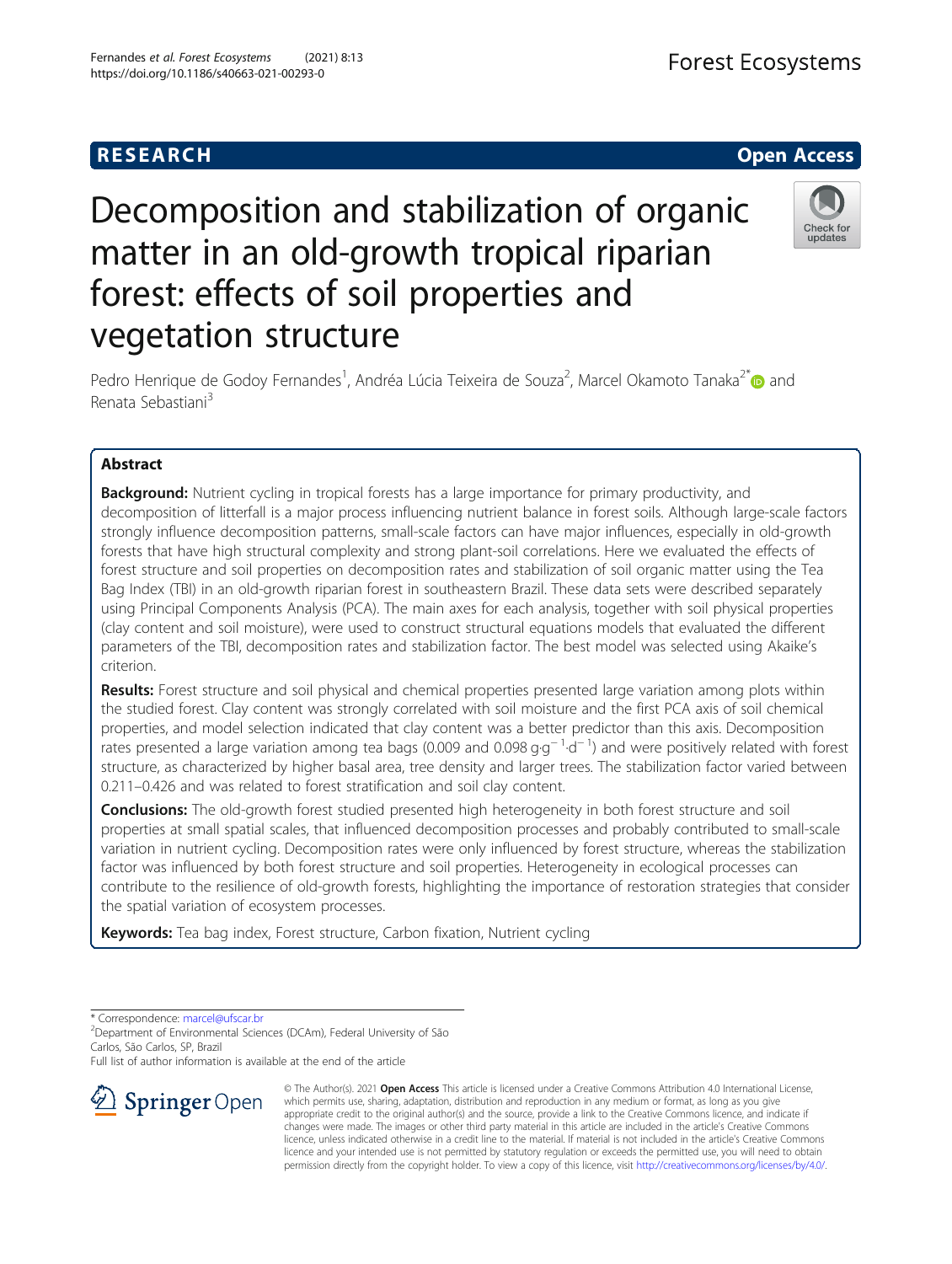RESEARCH

Open Access

# Decomposition and stabilization of organic matter in an old-growth tropical riparian forest: effects of soil properties and vegetation structure

Pedro Henrique de Godoy Fernandes[1], Andréa Lúcia Teixeira de Souza[2], Marcel Okamoto Tanaka[2*] and Renata Sebastiani[3]

## Abstract

**Background:** Nutrient cycling in tropical forests has a large importance for primary productivity, and decomposition of litterfall is a major process influencing nutrient balance in forest soils. Although large-scale factors strongly influence decomposition patterns, small-scale factors can have major influences, especially in old-growth forests that have high structural complexity and strong plant-soil correlations. Here we evaluated the effects of forest structure and soil properties on decomposition rates and stabilization of soil organic matter using the Tea Bag Index (TBI) in an old-growth riparian forest in southeastern Brazil. These data sets were described separately using Principal Components Analysis (PCA). The main axes for each analysis, together with soil physical properties (clay content and soil moisture), were used to construct structural equations models that evaluated the different parameters of the TBI, decomposition rates and stabilization factor. The best model was selected using Akaike's criterion.

**Results:** Forest structure and soil physical and chemical properties presented large variation among plots within the studied forest. Clay content was strongly correlated with soil moisture and the first PCA axis of soil chemical properties, and model selection indicated that clay content was a better predictor than this axis. Decomposition rates presented a large variation among tea bags (0.009 and 0.098 $g \cdot g^{-1} \cdot d^{-1}$) and were positively related with forest structure, as characterized by higher basal area, tree density and larger trees. The stabilization factor varied between 0.211–0.426 and was related to forest stratification and soil clay content.

**Conclusions:** The old-growth forest studied presented high heterogeneity in both forest structure and soil properties at small spatial scales, that influenced decomposition processes and probably contributed to small-scale variation in nutrient cycling. Decomposition rates were only influenced by forest structure, whereas the stabilization factor was influenced by both forest structure and soil properties. Heterogeneity in ecological processes can contribute to the resilience of old-growth forests, highlighting the importance of restoration strategies that consider the spatial variation of ecosystem processes.

**Keywords:** Tea bag index, Forest structure, Carbon fixation, Nutrient cycling

---

* Correspondence: marcel@ufscar.br
[2]Department of Environmental Sciences (DCAm), Federal University of São Carlos, São Carlos, SP, Brazil
Full list of author information is available at the end of the article

© The Author(s). 2021 **Open Access** This article is licensed under a Creative Commons Attribution 4.0 International License, which permits use, sharing, adaptation, distribution and reproduction in any medium or format, as long as you give appropriate credit to the original author(s) and the source, provide a link to the Creative Commons licence, and indicate if changes were made. The images or other third party material in this article are included in the article's Creative Commons licence, unless indicated otherwise in a credit line to the material. If material is not included in the article's Creative Commons licence and your intended use is not permitted by statutory regulation or exceeds the permitted use, you will need to obtain permission directly from the copyright holder. To view a copy of this licence, visit http://creativecommons.org/licenses/by/4.0/.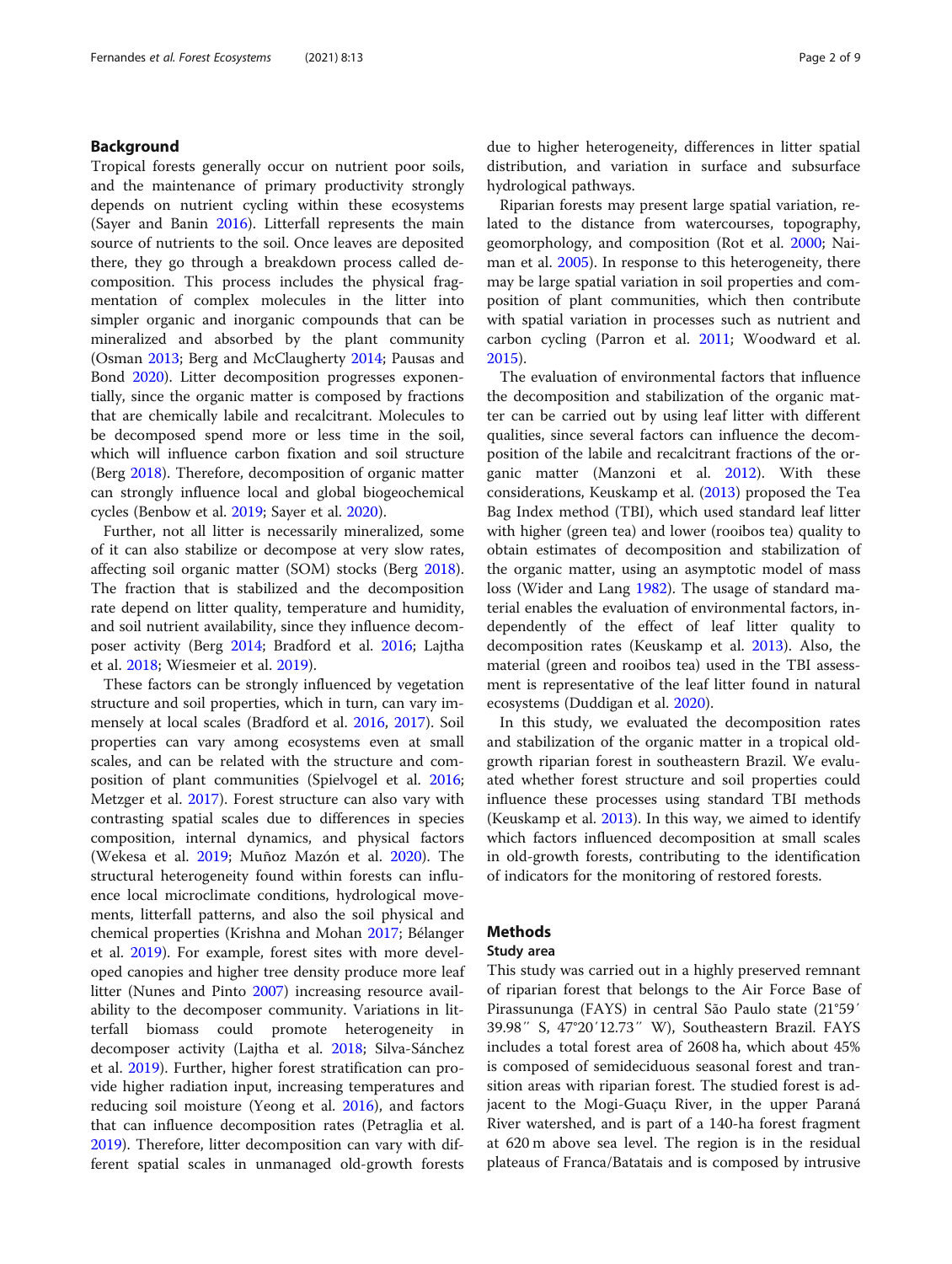## Background

Tropical forests generally occur on nutrient poor soils, and the maintenance of primary productivity strongly depends on nutrient cycling within these ecosystems (Sayer and Banin 2016). Litterfall represents the main source of nutrients to the soil. Once leaves are deposited there, they go through a breakdown process called decomposition. This process includes the physical fragmentation of complex molecules in the litter into simpler organic and inorganic compounds that can be mineralized and absorbed by the plant community (Osman 2013; Berg and McClaugherty 2014; Pausas and Bond 2020). Litter decomposition progresses exponentially, since the organic matter is composed by fractions that are chemically labile and recalcitrant. Molecules to be decomposed spend more or less time in the soil, which will influence carbon fixation and soil structure (Berg 2018). Therefore, decomposition of organic matter can strongly influence local and global biogeochemical cycles (Benbow et al. 2019; Sayer et al. 2020).

Further, not all litter is necessarily mineralized, some of it can also stabilize or decompose at very slow rates, affecting soil organic matter (SOM) stocks (Berg 2018). The fraction that is stabilized and the decomposition rate depend on litter quality, temperature and humidity, and soil nutrient availability, since they influence decomposer activity (Berg 2014; Bradford et al. 2016; Lajtha et al. 2018; Wiesmeier et al. 2019).

These factors can be strongly influenced by vegetation structure and soil properties, which in turn, can vary immensely at local scales (Bradford et al. 2016, 2017). Soil properties can vary among ecosystems even at small scales, and can be related with the structure and composition of plant communities (Spielvogel et al. 2016; Metzger et al. 2017). Forest structure can also vary with contrasting spatial scales due to differences in species composition, internal dynamics, and physical factors (Wekesa et al. 2019; Muñoz Mazón et al. 2020). The structural heterogeneity found within forests can influence local microclimate conditions, hydrological movements, litterfall patterns, and also the soil physical and chemical properties (Krishna and Mohan 2017; Bélanger et al. 2019). For example, forest sites with more developed canopies and higher tree density produce more leaf litter (Nunes and Pinto 2007) increasing resource availability to the decomposer community. Variations in litterfall biomass could promote heterogeneity in decomposer activity (Lajtha et al. 2018; Silva-Sánchez et al. 2019). Further, higher forest stratification can provide higher radiation input, increasing temperatures and reducing soil moisture (Yeong et al. 2016), and factors that can influence decomposition rates (Petraglia et al. 2019). Therefore, litter decomposition can vary with different spatial scales in unmanaged old-growth forests due to higher heterogeneity, differences in litter spatial distribution, and variation in surface and subsurface hydrological pathways.

Riparian forests may present large spatial variation, related to the distance from watercourses, topography, geomorphology, and composition (Rot et al. 2000; Naiman et al. 2005). In response to this heterogeneity, there may be large spatial variation in soil properties and composition of plant communities, which then contribute with spatial variation in processes such as nutrient and carbon cycling (Parron et al. 2011; Woodward et al. 2015).

The evaluation of environmental factors that influence the decomposition and stabilization of the organic matter can be carried out by using leaf litter with different qualities, since several factors can influence the decomposition of the labile and recalcitrant fractions of the organic matter (Manzoni et al. 2012). With these considerations, Keuskamp et al. (2013) proposed the Tea Bag Index method (TBI), which used standard leaf litter with higher (green tea) and lower (rooibos tea) quality to obtain estimates of decomposition and stabilization of the organic matter, using an asymptotic model of mass loss (Wider and Lang 1982). The usage of standard material enables the evaluation of environmental factors, independently of the effect of leaf litter quality to decomposition rates (Keuskamp et al. 2013). Also, the material (green and rooibos tea) used in the TBI assessment is representative of the leaf litter found in natural ecosystems (Duddigan et al. 2020).

In this study, we evaluated the decomposition rates and stabilization of the organic matter in a tropical old-growth riparian forest in southeastern Brazil. We evaluated whether forest structure and soil properties could influence these processes using standard TBI methods (Keuskamp et al. 2013). In this way, we aimed to identify which factors influenced decomposition at small scales in old-growth forests, contributing to the identification of indicators for the monitoring of restored forests.

## Methods

### Study area

This study was carried out in a highly preserved remnant of riparian forest that belongs to the Air Force Base of Pirassununga (FAYS) in central São Paulo state (21°59′ 39.98″ S, 47°20′12.73″ W), Southeastern Brazil. FAYS includes a total forest area of 2608 ha, which about 45% is composed of semideciduous seasonal forest and transition areas with riparian forest. The studied forest is adjacent to the Mogi-Guaçu River, in the upper Paraná River watershed, and is part of a 140-ha forest fragment at 620 m above sea level. The region is in the residual plateaus of Franca/Batatais and is composed by intrusive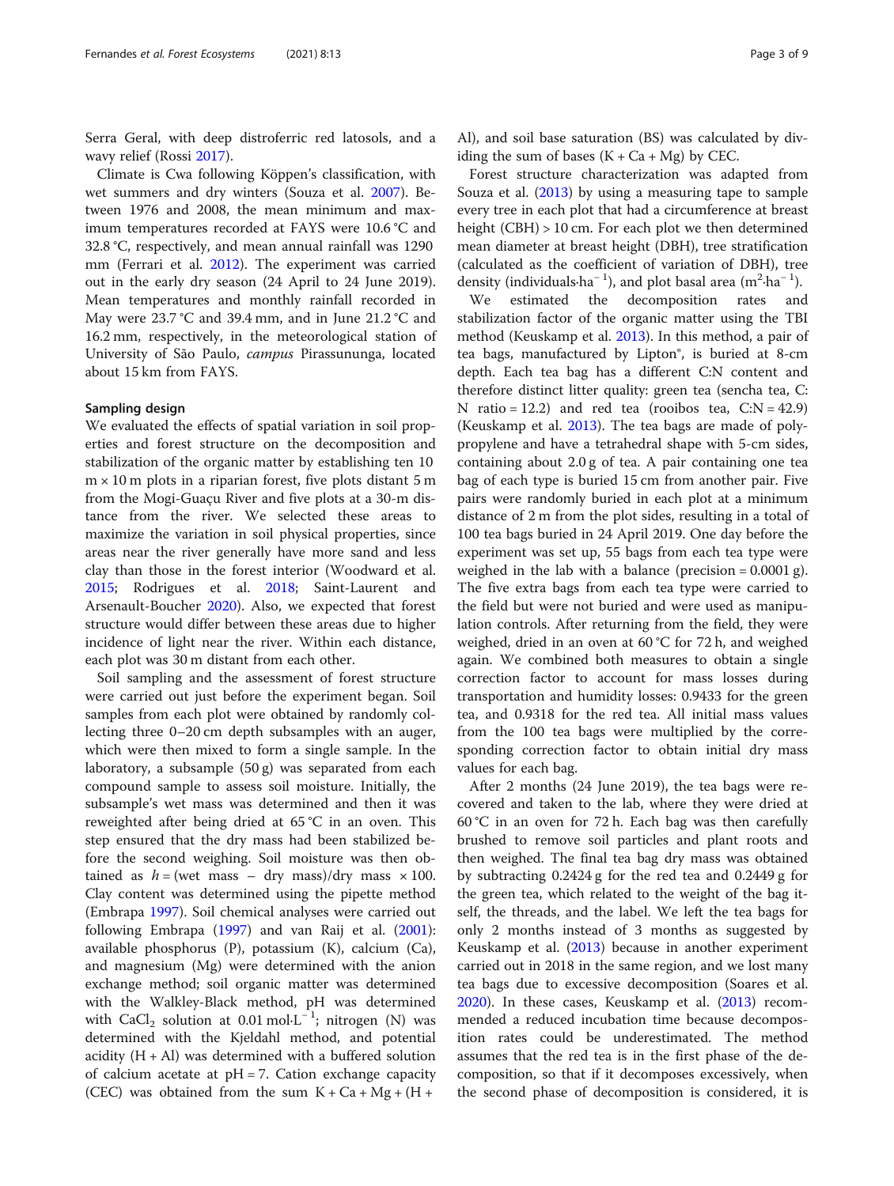Serra Geral, with deep distroferric red latosols, and a wavy relief (Rossi 2017).

Climate is Cwa following Köppen's classification, with wet summers and dry winters (Souza et al. 2007). Between 1976 and 2008, the mean minimum and maximum temperatures recorded at FAYS were 10.6 °C and 32.8 °C, respectively, and mean annual rainfall was 1290 mm (Ferrari et al. 2012). The experiment was carried out in the early dry season (24 April to 24 June 2019). Mean temperatures and monthly rainfall recorded in May were 23.7 °C and 39.4 mm, and in June 21.2 °C and 16.2 mm, respectively, in the meteorological station of University of São Paulo, *campus* Pirassununga, located about 15 km from FAYS.

## Sampling design

We evaluated the effects of spatial variation in soil properties and forest structure on the decomposition and stabilization of the organic matter by establishing ten 10 m × 10 m plots in a riparian forest, five plots distant 5 m from the Mogi-Guaçu River and five plots at a 30-m distance from the river. We selected these areas to maximize the variation in soil physical properties, since areas near the river generally have more sand and less clay than those in the forest interior (Woodward et al. 2015; Rodrigues et al. 2018; Saint-Laurent and Arsenault-Boucher 2020). Also, we expected that forest structure would differ between these areas due to higher incidence of light near the river. Within each distance, each plot was 30 m distant from each other.

Soil sampling and the assessment of forest structure were carried out just before the experiment began. Soil samples from each plot were obtained by randomly collecting three 0–20 cm depth subsamples with an auger, which were then mixed to form a single sample. In the laboratory, a subsample (50 g) was separated from each compound sample to assess soil moisture. Initially, the subsample's wet mass was determined and then it was reweighted after being dried at 65 °C in an oven. This step ensured that the dry mass had been stabilized before the second weighing. Soil moisture was then obtained as $h = (\text{wet mass} - \text{dry mass})/\text{dry mass} \times 100$. Clay content was determined using the pipette method (Embrapa 1997). Soil chemical analyses were carried out following Embrapa (1997) and van Raij et al. (2001): available phosphorus (P), potassium (K), calcium (Ca), and magnesium (Mg) were determined with the anion exchange method; soil organic matter was determined with the Walkley-Black method, pH was determined with $CaCl_2$ solution at 0.01 mol·L$^{-1}$; nitrogen (N) was determined with the Kjeldahl method, and potential acidity (H + Al) was determined with a buffered solution of calcium acetate at pH = 7. Cation exchange capacity (CEC) was obtained from the sum K + Ca + Mg + (H + Al), and soil base saturation (BS) was calculated by dividing the sum of bases (K + Ca + Mg) by CEC.

Forest structure characterization was adapted from Souza et al. (2013) by using a measuring tape to sample every tree in each plot that had a circumference at breast height (CBH) > 10 cm. For each plot we then determined mean diameter at breast height (DBH), tree stratification (calculated as the coefficient of variation of DBH), tree density (individuals·ha$^{-1}$), and plot basal area (m$^2$·ha$^{-1}$).

We estimated the decomposition rates and stabilization factor of the organic matter using the TBI method (Keuskamp et al. 2013). In this method, a pair of tea bags, manufactured by Lipton®, is buried at 8-cm depth. Each tea bag has a different C:N content and therefore distinct litter quality: green tea (sencha tea, C:N ratio = 12.2) and red tea (rooibos tea, C:N = 42.9) (Keuskamp et al. 2013). The tea bags are made of polypropylene and have a tetrahedral shape with 5-cm sides, containing about 2.0 g of tea. A pair containing one tea bag of each type is buried 15 cm from another pair. Five pairs were randomly buried in each plot at a minimum distance of 2 m from the plot sides, resulting in a total of 100 tea bags buried in 24 April 2019. One day before the experiment was set up, 55 bags from each tea type were weighed in the lab with a balance (precision = 0.0001 g). The five extra bags from each tea type were carried to the field but were not buried and were used as manipulation controls. After returning from the field, they were weighed, dried in an oven at 60 °C for 72 h, and weighed again. We combined both measures to obtain a single correction factor to account for mass losses during transportation and humidity losses: 0.9433 for the green tea, and 0.9318 for the red tea. All initial mass values from the 100 tea bags were multiplied by the corresponding correction factor to obtain initial dry mass values for each bag.

After 2 months (24 June 2019), the tea bags were recovered and taken to the lab, where they were dried at 60 °C in an oven for 72 h. Each bag was then carefully brushed to remove soil particles and plant roots and then weighed. The final tea bag dry mass was obtained by subtracting 0.2424 g for the red tea and 0.2449 g for the green tea, which related to the weight of the bag itself, the threads, and the label. We left the tea bags for only 2 months instead of 3 months as suggested by Keuskamp et al. (2013) because in another experiment carried out in 2018 in the same region, and we lost many tea bags due to excessive decomposition (Soares et al. 2020). In these cases, Keuskamp et al. (2013) recommended a reduced incubation time because decomposition rates could be underestimated. The method assumes that the red tea is in the first phase of the decomposition, so that if it decomposes excessively, when the second phase of decomposition is considered, it is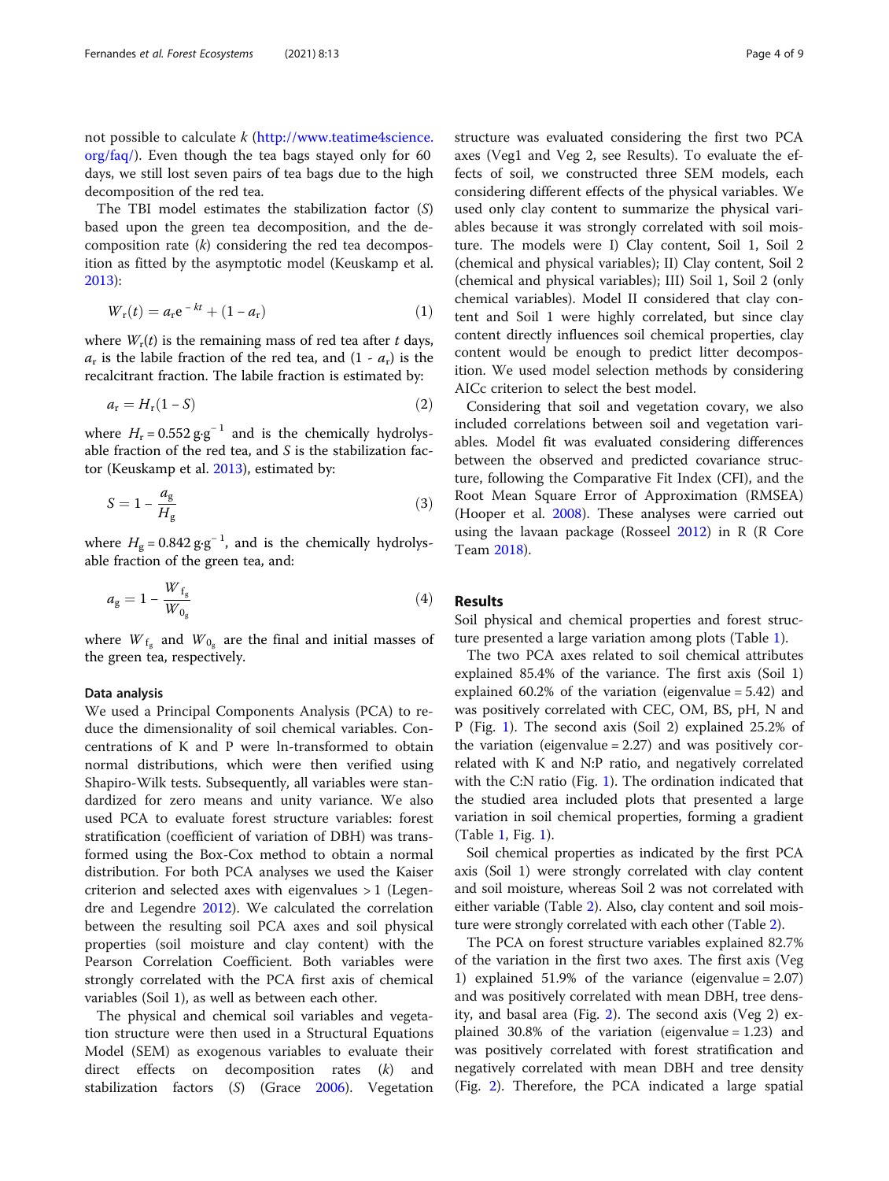not possible to calculate $k$ (http://www.teatime4science.org/faq/). Even though the tea bags stayed only for 60 days, we still lost seven pairs of tea bags due to the high decomposition of the red tea.

The TBI model estimates the stabilization factor ($S$) based upon the green tea decomposition, and the decomposition rate ($k$) considering the red tea decomposition as fitted by the asymptotic model (Keuskamp et al. 2013):

$$W_r(t) = a_r e^{-kt} + (1 - a_r) \quad (1)$$

where $W_r(t)$ is the remaining mass of red tea after $t$ days, $a_r$ is the labile fraction of the red tea, and $(1 - a_r)$ is the recalcitrant fraction. The labile fraction is estimated by:

$$a_r = H_r(1 - S) \quad (2)$$

where $H_r = 0.552\ \text{g·g}^{-1}$ and is the chemically hydrolysable fraction of the red tea, and $S$ is the stabilization factor (Keuskamp et al. 2013), estimated by:

$$S = 1 - \frac{a_g}{H_g} \quad (3)$$

where $H_g = 0.842\ \text{g·g}^{-1}$, and is the chemically hydrolysable fraction of the green tea, and:

$$a_g = 1 - \frac{W_{f_g}}{W_{0_g}} \quad (4)$$

where $W_{f_g}$ and $W_{0_g}$ are the final and initial masses of the green tea, respectively.

### Data analysis

We used a Principal Components Analysis (PCA) to reduce the dimensionality of soil chemical variables. Concentrations of K and P were ln-transformed to obtain normal distributions, which were then verified using Shapiro-Wilk tests. Subsequently, all variables were standardized for zero means and unity variance. We also used PCA to evaluate forest structure variables: forest stratification (coefficient of variation of DBH) was transformed using the Box-Cox method to obtain a normal distribution. For both PCA analyses we used the Kaiser criterion and selected axes with eigenvalues > 1 (Legendre and Legendre 2012). We calculated the correlation between the resulting soil PCA axes and soil physical properties (soil moisture and clay content) with the Pearson Correlation Coefficient. Both variables were strongly correlated with the PCA first axis of chemical variables (Soil 1), as well as between each other.

The physical and chemical soil variables and vegetation structure were then used in a Structural Equations Model (SEM) as exogenous variables to evaluate their direct effects on decomposition rates ($k$) and stabilization factors ($S$) (Grace 2006). Vegetation structure was evaluated considering the first two PCA axes (Veg1 and Veg 2, see Results). To evaluate the effects of soil, we constructed three SEM models, each considering different effects of the physical variables. We used only clay content to summarize the physical variables because it was strongly correlated with soil moisture. The models were I) Clay content, Soil 1, Soil 2 (chemical and physical variables); II) Clay content, Soil 2 (chemical and physical variables); III) Soil 1, Soil 2 (only chemical variables). Model II considered that clay content and Soil 1 were highly correlated, but since clay content directly influences soil chemical properties, clay content would be enough to predict litter decomposition. We used model selection methods by considering AICc criterion to select the best model.

Considering that soil and vegetation covary, we also included correlations between soil and vegetation variables. Model fit was evaluated considering differences between the observed and predicted covariance structure, following the Comparative Fit Index (CFI), and the Root Mean Square Error of Approximation (RMSEA) (Hooper et al. 2008). These analyses were carried out using the lavaan package (Rosseel 2012) in R (R Core Team 2018).

## Results

Soil physical and chemical properties and forest structure presented a large variation among plots (Table 1).

The two PCA axes related to soil chemical attributes explained 85.4% of the variance. The first axis (Soil 1) explained 60.2% of the variation (eigenvalue = 5.42) and was positively correlated with CEC, OM, BS, pH, N and P (Fig. 1). The second axis (Soil 2) explained 25.2% of the variation (eigenvalue = 2.27) and was positively correlated with K and N:P ratio, and negatively correlated with the C:N ratio (Fig. 1). The ordination indicated that the studied area included plots that presented a large variation in soil chemical properties, forming a gradient (Table 1, Fig. 1).

Soil chemical properties as indicated by the first PCA axis (Soil 1) were strongly correlated with clay content and soil moisture, whereas Soil 2 was not correlated with either variable (Table 2). Also, clay content and soil moisture were strongly correlated with each other (Table 2).

The PCA on forest structure variables explained 82.7% of the variation in the first two axes. The first axis (Veg 1) explained 51.9% of the variance (eigenvalue = 2.07) and was positively correlated with mean DBH, tree density, and basal area (Fig. 2). The second axis (Veg 2) explained 30.8% of the variation (eigenvalue = 1.23) and was positively correlated with forest stratification and negatively correlated with mean DBH and tree density (Fig. 2). Therefore, the PCA indicated a large spatial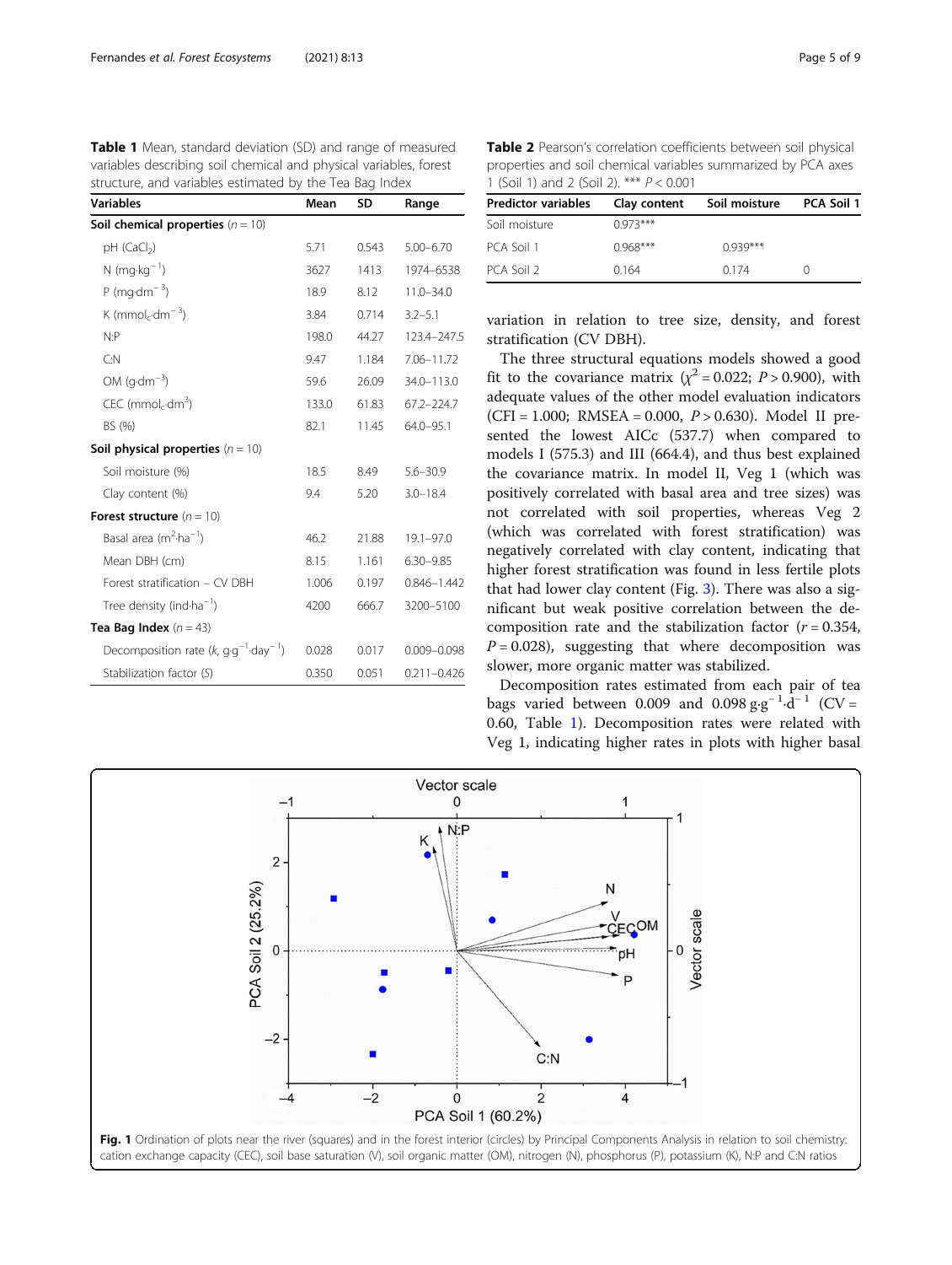**Table 1** Mean, standard deviation (SD) and range of measured variables describing soil chemical and physical variables, forest structure, and variables estimated by the Tea Bag Index

| Variables | Mean | SD | Range |
|---|---|---|---|
| **Soil chemical properties** ($n = 10$) | | | |
| pH ($CaCl_2$) | 5.71 | 0.543 | 5.00–6.70 |
| N ($mg \cdot kg^{-1}$) | 3627 | 1413 | 1974–6538 |
| P ($mg \cdot dm^{-3}$) | 18.9 | 8.12 | 11.0–34.0 |
| K ($mmol_c \cdot dm^{-3}$) | 3.84 | 0.714 | 3.2–5.1 |
| N:P | 198.0 | 44.27 | 123.4–247.5 |
| C:N | 9.47 | 1.184 | 7.06–11.72 |
| OM ($g \cdot dm^{-3}$) | 59.6 | 26.09 | 34.0–113.0 |
| CEC ($mmol_c \cdot dm^{3}$) | 133.0 | 61.83 | 67.2–224.7 |
| BS (%) | 82.1 | 11.45 | 64.0–95.1 |
| **Soil physical properties** ($n = 10$) | | | |
| Soil moisture (%) | 18.5 | 8.49 | 5.6–30.9 |
| Clay content (%) | 9.4 | 5.20 | 3.0–18.4 |
| **Forest structure** ($n = 10$) | | | |
| Basal area ($m^2 \cdot ha^{-1}$) | 46.2 | 21.88 | 19.1–97.0 |
| Mean DBH (cm) | 8.15 | 1.161 | 6.30–9.85 |
| Forest stratification – CV DBH | 1.006 | 0.197 | 0.846–1.442 |
| Tree density ($ind \cdot ha^{-1}$) | 4200 | 666.7 | 3200–5100 |
| **Tea Bag Index** ($n = 43$) | | | |
| Decomposition rate ($k$, $g \cdot g^{-1} \cdot day^{-1}$) | 0.028 | 0.017 | 0.009–0.098 |
| Stabilization factor ($S$) | 0.350 | 0.051 | 0.211–0.426 |

**Table 2** Pearson's correlation coefficients between soil physical properties and soil chemical variables summarized by PCA axes 1 (Soil 1) and 2 (Soil 2). *** $P < 0.001$

| Predictor variables | Clay content | Soil moisture | PCA Soil 1 |
|---|---|---|---|
| Soil moisture | 0.973*** | | |
| PCA Soil 1 | 0.968*** | 0.939*** | |
| PCA Soil 2 | 0.164 | 0.174 | 0 |

variation in relation to tree size, density, and forest stratification (CV DBH).

The three structural equations models showed a good fit to the covariance matrix ($\chi^2 = 0.022$; $P > 0.900$), with adequate values of the other model evaluation indicators (CFI = 1.000; RMSEA = 0.000, $P > 0.630$). Model II presented the lowest AICc (537.7) when compared to models I (575.3) and III (664.4), and thus best explained the covariance matrix. In model II, Veg 1 (which was positively correlated with basal area and tree sizes) was not correlated with soil properties, whereas Veg 2 (which was correlated with forest stratification) was negatively correlated with clay content, indicating that higher forest stratification was found in less fertile plots that had lower clay content (Fig. 3). There was also a significant but weak positive correlation between the decomposition rate and the stabilization factor ($r = 0.354$, $P = 0.028$), suggesting that where decomposition was slower, more organic matter was stabilized.

Decomposition rates estimated from each pair of tea bags varied between 0.009 and 0.098 $g \cdot g^{-1} \cdot d^{-1}$ (CV = 0.60, Table 1). Decomposition rates were related with Veg 1, indicating higher rates in plots with higher basal

**Fig. 1** Ordination of plots near the river (squares) and in the forest interior (circles) by Principal Components Analysis in relation to soil chemistry: cation exchange capacity (CEC), soil base saturation (V), soil organic matter (OM), nitrogen (N), phosphorus (P), potassium (K), N:P and C:N ratios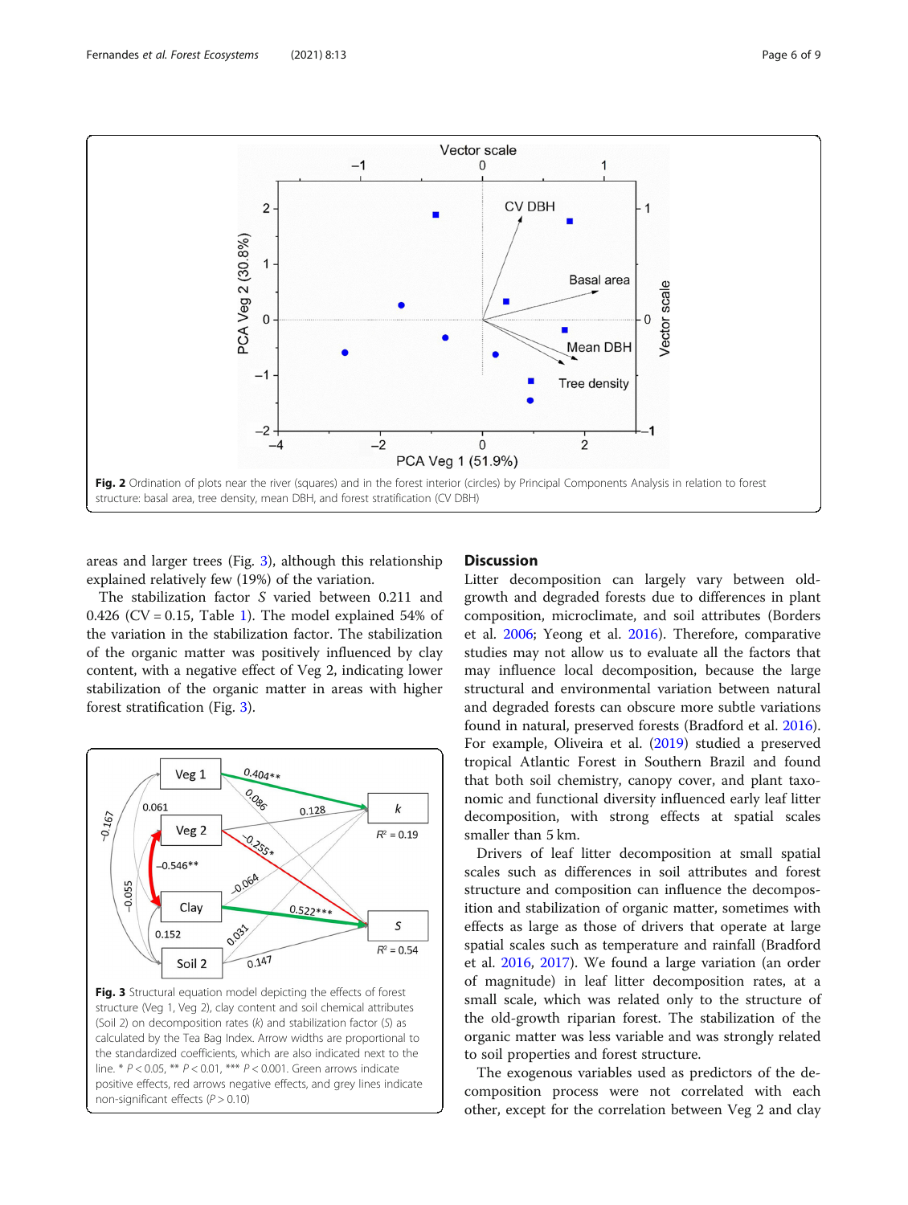Fig. 2 Ordination of plots near the river (squares) and in the forest interior (circles) by Principal Components Analysis in relation to forest structure: basal area, tree density, mean DBH, and forest stratification (CV DBH)

areas and larger trees (Fig. 3), although this relationship explained relatively few (19%) of the variation.

The stabilization factor $S$ varied between 0.211 and 0.426 (CV = 0.15, Table 1). The model explained 54% of the variation in the stabilization factor. The stabilization of the organic matter was positively influenced by clay content, with a negative effect of Veg 2, indicating lower stabilization of the organic matter in areas with higher forest stratification (Fig. 3).

Fig. 3 Structural equation model depicting the effects of forest structure (Veg 1, Veg 2), clay content and soil chemical attributes (Soil 2) on decomposition rates ($k$) and stabilization factor ($S$) as calculated by the Tea Bag Index. Arrow widths are proportional to the standardized coefficients, which are also indicated next to the line. * $P < 0.05$, ** $P < 0.01$, *** $P < 0.001$. Green arrows indicate positive effects, red arrows negative effects, and grey lines indicate non-significant effects ($P > 0.10$)

## Discussion

Litter decomposition can largely vary between old-growth and degraded forests due to differences in plant composition, microclimate, and soil attributes (Borders et al. 2006; Yeong et al. 2016). Therefore, comparative studies may not allow us to evaluate all the factors that may influence local decomposition, because the large structural and environmental variation between natural and degraded forests can obscure more subtle variations found in natural, preserved forests (Bradford et al. 2016). For example, Oliveira et al. (2019) studied a preserved tropical Atlantic Forest in Southern Brazil and found that both soil chemistry, canopy cover, and plant taxonomic and functional diversity influenced early leaf litter decomposition, with strong effects at spatial scales smaller than 5 km.

Drivers of leaf litter decomposition at small spatial scales such as differences in soil attributes and forest structure and composition can influence the decomposition and stabilization of organic matter, sometimes with effects as large as those of drivers that operate at large spatial scales such as temperature and rainfall (Bradford et al. 2016, 2017). We found a large variation (an order of magnitude) in leaf litter decomposition rates, at a small scale, which was related only to the structure of the old-growth riparian forest. The stabilization of the organic matter was less variable and was strongly related to soil properties and forest structure.

The exogenous variables used as predictors of the decomposition process were not correlated with each other, except for the correlation between Veg 2 and clay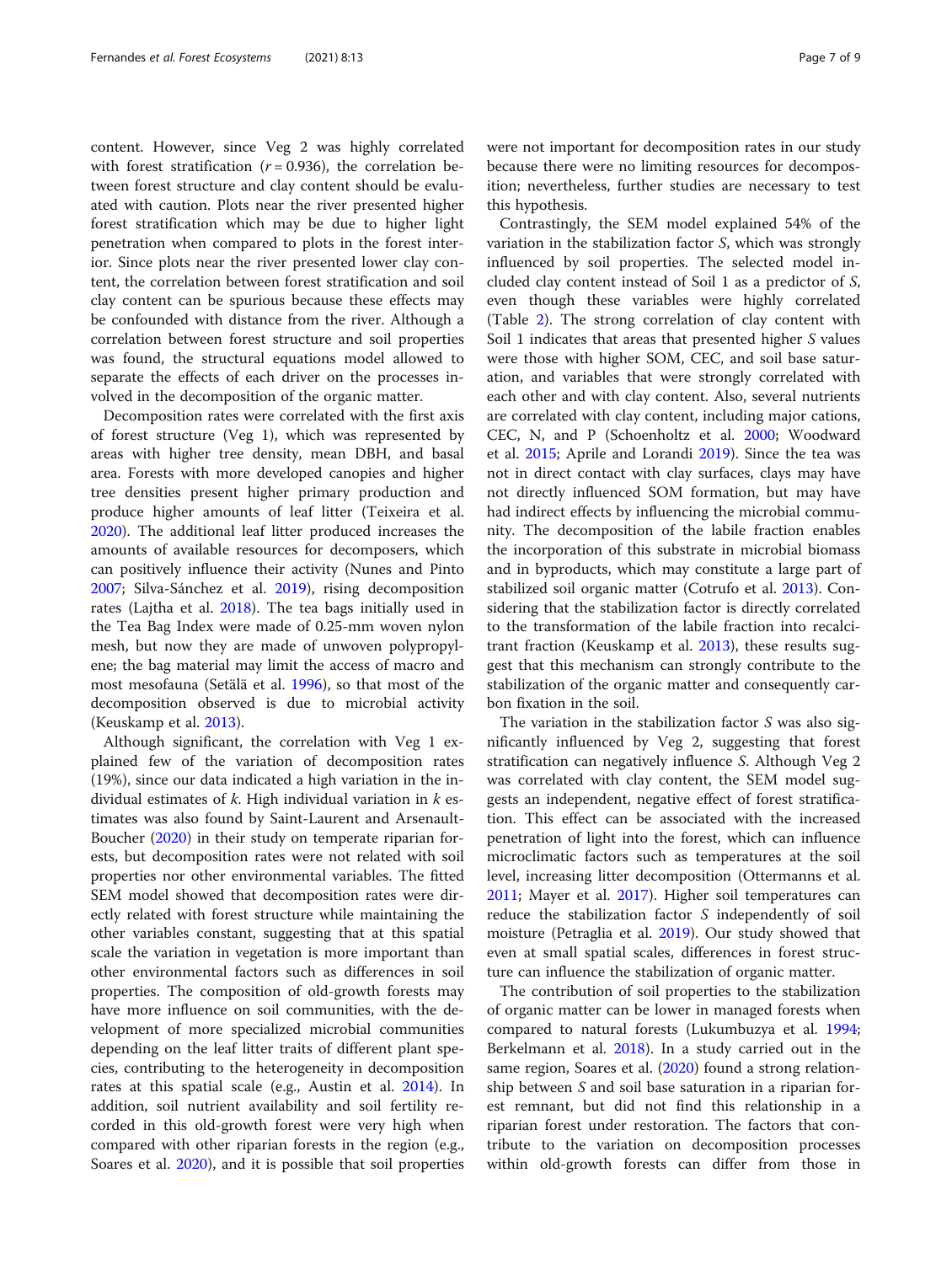content. However, since Veg 2 was highly correlated with forest stratification ($r = 0.936$), the correlation between forest structure and clay content should be evaluated with caution. Plots near the river presented higher forest stratification which may be due to higher light penetration when compared to plots in the forest interior. Since plots near the river presented lower clay content, the correlation between forest stratification and soil clay content can be spurious because these effects may be confounded with distance from the river. Although a correlation between forest structure and soil properties was found, the structural equations model allowed to separate the effects of each driver on the processes involved in the decomposition of the organic matter.

Decomposition rates were correlated with the first axis of forest structure (Veg 1), which was represented by areas with higher tree density, mean DBH, and basal area. Forests with more developed canopies and higher tree densities present higher primary production and produce higher amounts of leaf litter (Teixeira et al. 2020). The additional leaf litter produced increases the amounts of available resources for decomposers, which can positively influence their activity (Nunes and Pinto 2007; Silva-Sánchez et al. 2019), rising decomposition rates (Lajtha et al. 2018). The tea bags initially used in the Tea Bag Index were made of 0.25-mm woven nylon mesh, but now they are made of unwoven polypropylene; the bag material may limit the access of macro and most mesofauna (Setälä et al. 1996), so that most of the decomposition observed is due to microbial activity (Keuskamp et al. 2013).

Although significant, the correlation with Veg 1 explained few of the variation of decomposition rates (19%), since our data indicated a high variation in the individual estimates of *k*. High individual variation in *k* estimates was also found by Saint-Laurent and Arsenault-Boucher (2020) in their study on temperate riparian forests, but decomposition rates were not related with soil properties nor other environmental variables. The fitted SEM model showed that decomposition rates were directly related with forest structure while maintaining the other variables constant, suggesting that at this spatial scale the variation in vegetation is more important than other environmental factors such as differences in soil properties. The composition of old-growth forests may have more influence on soil communities, with the development of more specialized microbial communities depending on the leaf litter traits of different plant species, contributing to the heterogeneity in decomposition rates at this spatial scale (e.g., Austin et al. 2014). In addition, soil nutrient availability and soil fertility recorded in this old-growth forest were very high when compared with other riparian forests in the region (e.g., Soares et al. 2020), and it is possible that soil properties were not important for decomposition rates in our study because there were no limiting resources for decomposition; nevertheless, further studies are necessary to test this hypothesis.

Contrastingly, the SEM model explained 54% of the variation in the stabilization factor *S*, which was strongly influenced by soil properties. The selected model included clay content instead of Soil 1 as a predictor of *S*, even though these variables were highly correlated (Table 2). The strong correlation of clay content with Soil 1 indicates that areas that presented higher *S* values were those with higher SOM, CEC, and soil base saturation, and variables that were strongly correlated with each other and with clay content. Also, several nutrients are correlated with clay content, including major cations, CEC, N, and P (Schoenholtz et al. 2000; Woodward et al. 2015; Aprile and Lorandi 2019). Since the tea was not in direct contact with clay surfaces, clays may have not directly influenced SOM formation, but may have had indirect effects by influencing the microbial community. The decomposition of the labile fraction enables the incorporation of this substrate in microbial biomass and in byproducts, which may constitute a large part of stabilized soil organic matter (Cotrufo et al. 2013). Considering that the stabilization factor is directly correlated to the transformation of the labile fraction into recalcitrant fraction (Keuskamp et al. 2013), these results suggest that this mechanism can strongly contribute to the stabilization of the organic matter and consequently carbon fixation in the soil.

The variation in the stabilization factor *S* was also significantly influenced by Veg 2, suggesting that forest stratification can negatively influence *S*. Although Veg 2 was correlated with clay content, the SEM model suggests an independent, negative effect of forest stratification. This effect can be associated with the increased penetration of light into the forest, which can influence microclimatic factors such as temperatures at the soil level, increasing litter decomposition (Ottermanns et al. 2011; Mayer et al. 2017). Higher soil temperatures can reduce the stabilization factor *S* independently of soil moisture (Petraglia et al. 2019). Our study showed that even at small spatial scales, differences in forest structure can influence the stabilization of organic matter.

The contribution of soil properties to the stabilization of organic matter can be lower in managed forests when compared to natural forests (Lukumbuzya et al. 1994; Berkelmann et al. 2018). In a study carried out in the same region, Soares et al. (2020) found a strong relationship between *S* and soil base saturation in a riparian forest remnant, but did not find this relationship in a riparian forest under restoration. The factors that contribute to the variation on decomposition processes within old-growth forests can differ from those in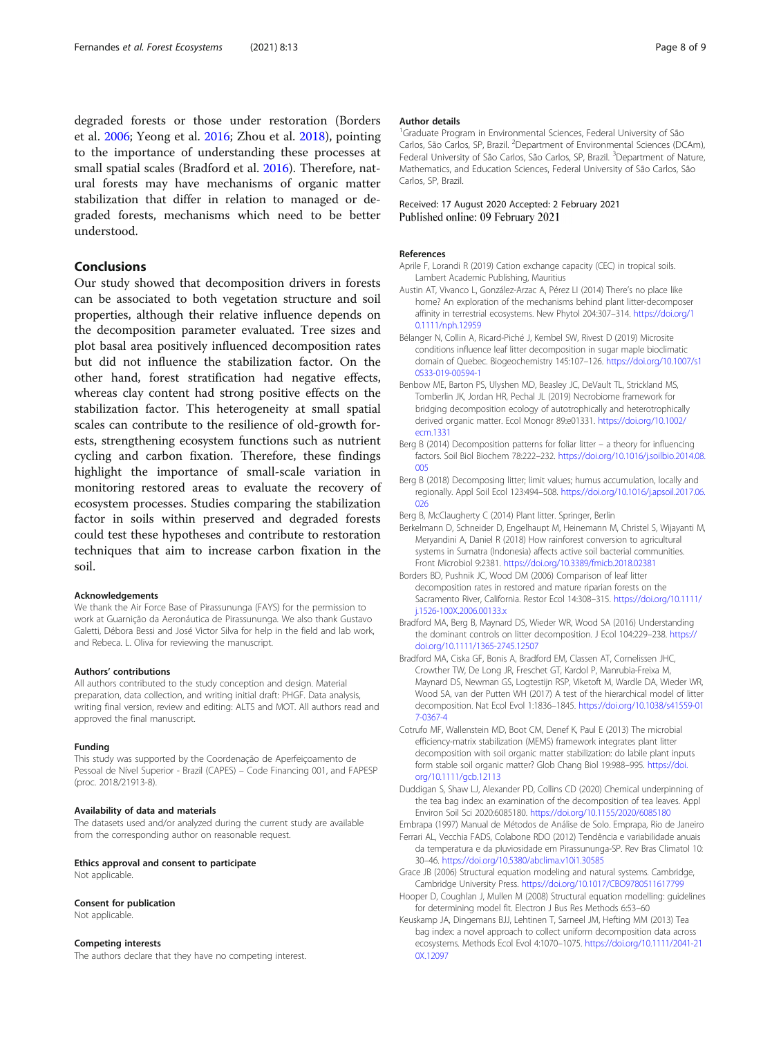degraded forests or those under restoration (Borders et al. 2006; Yeong et al. 2016; Zhou et al. 2018), pointing to the importance of understanding these processes at small spatial scales (Bradford et al. 2016). Therefore, natural forests may have mechanisms of organic matter stabilization that differ in relation to managed or degraded forests, mechanisms which need to be better understood.

## Conclusions

Our study showed that decomposition drivers in forests can be associated to both vegetation structure and soil properties, although their relative influence depends on the decomposition parameter evaluated. Tree sizes and plot basal area positively influenced decomposition rates but did not influence the stabilization factor. On the other hand, forest stratification had negative effects, whereas clay content had strong positive effects on the stabilization factor. This heterogeneity at small spatial scales can contribute to the resilience of old-growth forests, strengthening ecosystem functions such as nutrient cycling and carbon fixation. Therefore, these findings highlight the importance of small-scale variation in monitoring restored areas to evaluate the recovery of ecosystem processes. Studies comparing the stabilization factor in soils within preserved and degraded forests could test these hypotheses and contribute to restoration techniques that aim to increase carbon fixation in the soil.

#### Acknowledgements

We thank the Air Force Base of Pirassununga (FAYS) for the permission to work at Guarnição da Aeronáutica de Pirassununga. We also thank Gustavo Galetti, Débora Bessi and José Victor Silva for help in the field and lab work, and Rebeca. L. Oliva for reviewing the manuscript.

#### Authors' contributions

All authors contributed to the study conception and design. Material preparation, data collection, and writing initial draft: PHGF. Data analysis, writing final version, review and editing: ALTS and MOT. All authors read and approved the final manuscript.

#### Funding

This study was supported by the Coordenação de Aperfeiçoamento de Pessoal de Nível Superior - Brazil (CAPES) – Code Financing 001, and FAPESP (proc. 2018/21913-8).

#### Availability of data and materials

The datasets used and/or analyzed during the current study are available from the corresponding author on reasonable request.

#### Ethics approval and consent to participate

Not applicable.

#### Consent for publication

Not applicable.

#### Competing interests

The authors declare that they have no competing interest.

#### Author details

[1]Graduate Program in Environmental Sciences, Federal University of São Carlos, São Carlos, SP, Brazil. [2]Department of Environmental Sciences (DCAm), Federal University of São Carlos, São Carlos, SP, Brazil. [3]Department of Nature, Mathematics, and Education Sciences, Federal University of São Carlos, São Carlos, SP, Brazil.

Received: 17 August 2020 Accepted: 2 February 2021
Published online: 09 February 2021

#### References

Aprile F, Lorandi R (2019) Cation exchange capacity (CEC) in tropical soils. Lambert Academic Publishing, Mauritius

Austin AT, Vivanco L, González-Arzac A, Pérez LI (2014) There's no place like home? An exploration of the mechanisms behind plant litter-decomposer affinity in terrestrial ecosystems. New Phytol 204:307–314. https://doi.org/10.1111/nph.12959

Bélanger N, Collin A, Ricard-Piché J, Kembel SW, Rivest D (2019) Microsite conditions influence leaf litter decomposition in sugar maple bioclimatic domain of Quebec. Biogeochemistry 145:107–126. https://doi.org/10.1007/s10533-019-00594-1

Benbow ME, Barton PS, Ulyshen MD, Beasley JC, DeVault TL, Strickland MS, Tomberlin JK, Jordan HR, Pechal JL (2019) Necrobiome framework for bridging decomposition ecology of autotrophically and heterotrophically derived organic matter. Ecol Monogr 89:e01331. https://doi.org/10.1002/ecm.1331

Berg B (2014) Decomposition patterns for foliar litter – a theory for influencing factors. Soil Biol Biochem 78:222–232. https://doi.org/10.1016/j.soilbio.2014.08.005

Berg B (2018) Decomposing litter; limit values; humus accumulation, locally and regionally. Appl Soil Ecol 123:494–508. https://doi.org/10.1016/j.apsoil.2017.06.026

Berg B, McClaugherty C (2014) Plant litter. Springer, Berlin

Berkelmann D, Schneider D, Engelhaupt M, Heinemann M, Christel S, Wijayanti M, Meryandini A, Daniel R (2018) How rainforest conversion to agricultural systems in Sumatra (Indonesia) affects active soil bacterial communities. Front Microbiol 9:2381. https://doi.org/10.3389/fmicb.2018.02381

Borders BD, Pushnik JC, Wood DM (2006) Comparison of leaf litter decomposition rates in restored and mature riparian forests on the Sacramento River, California. Restor Ecol 14:308–315. https://doi.org/10.1111/j.1526-100X.2006.00133.x

Bradford MA, Berg B, Maynard DS, Wieder WR, Wood SA (2016) Understanding the dominant controls on litter decomposition. J Ecol 104:229–238. https://doi.org/10.1111/1365-2745.12507

Bradford MA, Ciska GF, Bonis A, Bradford EM, Classen AT, Cornelissen JHC, Crowther TW, De Long JR, Freschet GT, Kardol P, Manrubia-Freixa M, Maynard DS, Newman GS, Logtestijn RSP, Viketoft M, Wardle DA, Wieder WR, Wood SA, van der Putten WH (2017) A test of the hierarchical model of litter decomposition. Nat Ecol Evol 1:1836–1845. https://doi.org/10.1038/s41559-017-0367-4

Cotrufo MF, Wallenstein MD, Boot CM, Denef K, Paul E (2013) The microbial efficiency-matrix stabilization (MEMS) framework integrates plant litter decomposition with soil organic matter stabilization: do labile plant inputs form stable soil organic matter? Glob Chang Biol 19:988–995. https://doi.org/10.1111/gcb.12113

Duddigan S, Shaw LJ, Alexander PD, Collins CD (2020) Chemical underpinning of the tea bag index: an examination of the decomposition of tea leaves. Appl Environ Soil Sci 2020:6085180. https://doi.org/10.1155/2020/6085180

Embrapa (1997) Manual de Métodos de Análise de Solo. Emprapa, Rio de Janeiro

Ferrari AL, Vecchia FADS, Colabone RDO (2012) Tendência e variabilidade anuais da temperatura e da pluviosidade em Pirassununga-SP. Rev Bras Climatol 10:30–46. https://doi.org/10.5380/abclima.v10i1.30585

Grace JB (2006) Structural equation modeling and natural systems. Cambridge, Cambridge University Press. https://doi.org/10.1017/CBO9780511617799

Hooper D, Coughlan J, Mullen M (2008) Structural equation modelling: guidelines for determining model fit. Electron J Bus Res Methods 6:53–60

Keuskamp JA, Dingemans BJJ, Lehtinen T, Sarneel JM, Hefting MM (2013) Tea bag index: a novel approach to collect uniform decomposition data across ecosystems. Methods Ecol Evol 4:1070–1075. https://doi.org/10.1111/2041-210X.12097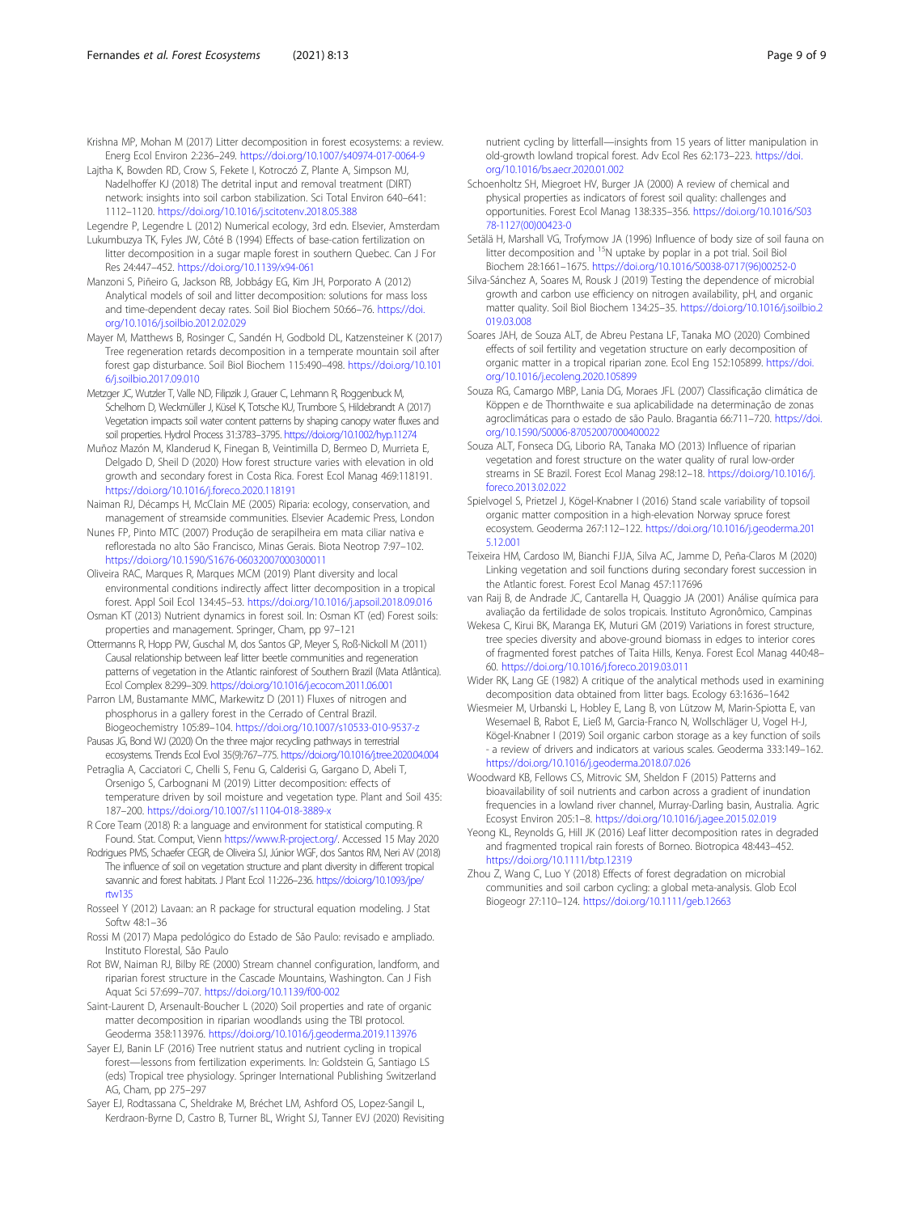Krishna MP, Mohan M (2017) Litter decomposition in forest ecosystems: a review. Energ Ecol Environ 2:236–249. https://doi.org/10.1007/s40974-017-0064-9

Lajtha K, Bowden RD, Crow S, Fekete I, Kotroczó Z, Plante A, Simpson MJ, Nadelhoffer KJ (2018) The detrital input and removal treatment (DIRT) network: insights into soil carbon stabilization. Sci Total Environ 640–641: 1112–1120. https://doi.org/10.1016/j.scitotenv.2018.05.388

Legendre P, Legendre L (2012) Numerical ecology, 3rd edn. Elsevier, Amsterdam

Lukumbuzya TK, Fyles JW, Côté B (1994) Effects of base-cation fertilization on litter decomposition in a sugar maple forest in southern Quebec. Can J For Res 24:447–452. https://doi.org/10.1139/x94-061

Manzoni S, Piñeiro G, Jackson RB, Jobbágy EG, Kim JH, Porporato A (2012) Analytical models of soil and litter decomposition: solutions for mass loss and time-dependent decay rates. Soil Biol Biochem 50:66–76. https://doi.org/10.1016/j.soilbio.2012.02.029

Mayer M, Matthews B, Rosinger C, Sandén H, Godbold DL, Katzensteiner K (2017) Tree regeneration retards decomposition in a temperate mountain soil after forest gap disturbance. Soil Biol Biochem 115:490–498. https://doi.org/10.1016/j.soilbio.2017.09.010

Metzger JC, Wutzler T, Valle ND, Filipzik J, Grauer C, Lehmann R, Roggenbuck M, Schelhorn D, Weckmüller J, Küsel K, Totsche KU, Trumbore S, Hildebrandt A (2017) Vegetation impacts soil water content patterns by shaping canopy water fluxes and soil properties. Hydrol Process 31:3783–3795. https://doi.org/10.1002/hyp.11274

Muñoz Mazón M, Klanderud K, Finegan B, Veintimilla D, Bermeo D, Murrieta E, Delgado D, Sheil D (2020) How forest structure varies with elevation in old growth and secondary forest in Costa Rica. Forest Ecol Manag 469:118191. https://doi.org/10.1016/j.foreco.2020.118191

Naiman RJ, Décamps H, McClain ME (2005) Riparia: ecology, conservation, and management of streamside communities. Elsevier Academic Press, London

Nunes FP, Pinto MTC (2007) Produção de serapilheira em mata ciliar nativa e reflorestada no alto São Francisco, Minas Gerais. Biota Neotrop 7:97–102. https://doi.org/10.1590/S1676-06032007000300011

Oliveira RAC, Marques R, Marques MCM (2019) Plant diversity and local environmental conditions indirectly affect litter decomposition in a tropical forest. Appl Soil Ecol 134:45–53. https://doi.org/10.1016/j.apsoil.2018.09.016

Osman KT (2013) Nutrient dynamics in forest soil. In: Osman KT (ed) Forest soils: properties and management. Springer, Cham, pp 97–121

Ottermanns R, Hopp PW, Guschal M, dos Santos GP, Meyer S, Roß-Nickoll M (2011) Causal relationship between leaf litter beetle communities and regeneration patterns of vegetation in the Atlantic rainforest of Southern Brazil (Mata Atlântica). Ecol Complex 8:299–309. https://doi.org/10.1016/j.ecocom.2011.06.001

Parron LM, Bustamante MMC, Markewitz D (2011) Fluxes of nitrogen and phosphorus in a gallery forest in the Cerrado of Central Brazil. Biogeochemistry 105:89–104. https://doi.org/10.1007/s10533-010-9537-z

Pausas JG, Bond WJ (2020) On the three major recycling pathways in terrestrial ecosystems. Trends Ecol Evol 35(9):767–775. https://doi.org/10.1016/j.tree.2020.04.004

Petraglia A, Cacciatori C, Chelli S, Fenu G, Calderisi G, Gargano D, Abeli T, Orsenigo S, Carbognani M (2019) Litter decomposition: effects of temperature driven by soil moisture and vegetation type. Plant and Soil 435: 187–200. https://doi.org/10.1007/s11104-018-3889-x

R Core Team (2018) R: a language and environment for statistical computing. R Found. Stat. Comput, Vienn https://www.R-project.org/. Accessed 15 May 2020

Rodrigues PMS, Schaefer CEGR, de Oliveira SJ, Júnior WGF, dos Santos RM, Neri AV (2018) The influence of soil on vegetation structure and plant diversity in different tropical savannic and forest habitats. J Plant Ecol 11:226–236. https://doi.org/10.1093/jpe/rtw135

Rosseel Y (2012) Lavaan: an R package for structural equation modeling. J Stat Softw 48:1–36

Rossi M (2017) Mapa pedológico do Estado de São Paulo: revisado e ampliado. Instituto Florestal, São Paulo

Rot BW, Naiman RJ, Bilby RE (2000) Stream channel configuration, landform, and riparian forest structure in the Cascade Mountains, Washington. Can J Fish Aquat Sci 57:699–707. https://doi.org/10.1139/f00-002

Saint-Laurent D, Arsenault-Boucher L (2020) Soil properties and rate of organic matter decomposition in riparian woodlands using the TBI protocol. Geoderma 358:113976. https://doi.org/10.1016/j.geoderma.2019.113976

Sayer EJ, Banin LF (2016) Tree nutrient status and nutrient cycling in tropical forest—lessons from fertilization experiments. In: Goldstein G, Santiago LS (eds) Tropical tree physiology. Springer International Publishing Switzerland AG, Cham, pp 275–297

Sayer EJ, Rodtassana C, Sheldrake M, Bréchet LM, Ashford OS, Lopez-Sangil L, Kerdraon-Byrne D, Castro B, Turner BL, Wright SJ, Tanner EVJ (2020) Revisiting nutrient cycling by litterfall—insights from 15 years of litter manipulation in old-growth lowland tropical forest. Adv Ecol Res 62:173–223. https://doi.org/10.1016/bs.aecr.2020.01.002

Schoenholtz SH, Miegroet HV, Burger JA (2000) A review of chemical and physical properties as indicators of forest soil quality: challenges and opportunities. Forest Ecol Manag 138:335–356. https://doi.org/10.1016/S0378-1127(00)00423-0

Setälä H, Marshall VG, Trofymow JA (1996) Influence of body size of soil fauna on litter decomposition and $^{15}N$ uptake by poplar in a pot trial. Soil Biol Biochem 28:1661–1675. https://doi.org/10.1016/S0038-0717(96)00252-0

Silva-Sánchez A, Soares M, Rousk J (2019) Testing the dependence of microbial growth and carbon use efficiency on nitrogen availability, pH, and organic matter quality. Soil Biol Biochem 134:25–35. https://doi.org/10.1016/j.soilbio.2019.03.008

Soares JAH, de Souza ALT, de Abreu Pestana LF, Tanaka MO (2020) Combined effects of soil fertility and vegetation structure on early decomposition of organic matter in a tropical riparian zone. Ecol Eng 152:105899. https://doi.org/10.1016/j.ecoleng.2020.105899

Souza RG, Camargo MBP, Lania DG, Moraes JFL (2007) Classificação climática de Köppen e de Thornthwaite e sua aplicabilidade na determinação de zonas agroclimáticas para o estado de são Paulo. Bragantia 66:711–720. https://doi.org/10.1590/S0006-87052007000400022

Souza ALT, Fonseca DG, Liborio RA, Tanaka MO (2013) Influence of riparian vegetation and forest structure on the water quality of rural low-order streams in SE Brazil. Forest Ecol Manag 298:12–18. https://doi.org/10.1016/j.foreco.2013.02.022

Spielvogel S, Prietzel J, Kögel-Knabner I (2016) Stand scale variability of topsoil organic matter composition in a high-elevation Norway spruce forest ecosystem. Geoderma 267:112–122. https://doi.org/10.1016/j.geoderma.2015.12.001

Teixeira HM, Cardoso IM, Bianchi FJJA, Silva AC, Jamme D, Peña-Claros M (2020) Linking vegetation and soil functions during secondary forest succession in the Atlantic forest. Forest Ecol Manag 457:117696

van Raij B, de Andrade JC, Cantarella H, Quaggio JA (2001) Análise química para avaliação da fertilidade de solos tropicais. Instituto Agronômico, Campinas

Wekesa C, Kirui BK, Maranga EK, Muturi GM (2019) Variations in forest structure, tree species diversity and above-ground biomass in edges to interior cores of fragmented forest patches of Taita Hills, Kenya. Forest Ecol Manag 440:48–60. https://doi.org/10.1016/j.foreco.2019.03.011

Wider RK, Lang GE (1982) A critique of the analytical methods used in examining decomposition data obtained from litter bags. Ecology 63:1636–1642

Wiesmeier M, Urbanski L, Hobley E, Lang B, von Lützow M, Marin-Spiotta E, van Wesemael B, Rabot E, Ließ M, Garcia-Franco N, Wollschläger U, Vogel H-J, Kögel-Knabner I (2019) Soil organic carbon storage as a key function of soils - a review of drivers and indicators at various scales. Geoderma 333:149–162. https://doi.org/10.1016/j.geoderma.2018.07.026

Woodward KB, Fellows CS, Mitrovic SM, Sheldon F (2015) Patterns and bioavailability of soil nutrients and carbon across a gradient of inundation frequencies in a lowland river channel, Murray-Darling basin, Australia. Agric Ecosyst Environ 205:1–8. https://doi.org/10.1016/j.agee.2015.02.019

Yeong KL, Reynolds G, Hill JK (2016) Leaf litter decomposition rates in degraded and fragmented tropical rain forests of Borneo. Biotropica 48:443–452. https://doi.org/10.1111/btp.12319

Zhou Z, Wang C, Luo Y (2018) Effects of forest degradation on microbial communities and soil carbon cycling: a global meta-analysis. Glob Ecol Biogeogr 27:110–124. https://doi.org/10.1111/geb.12663